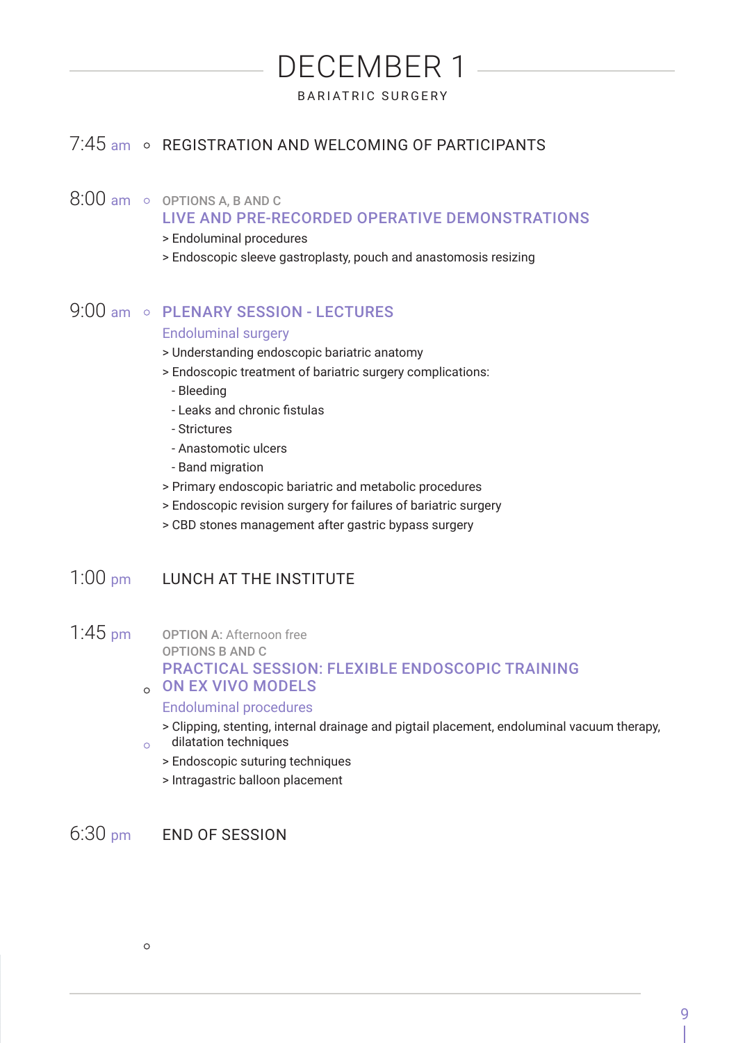# DECEMBER 1

BARIATRIC SURGERY

**7:45 am** REGISTRATION AND WELCOMING OF PARTICIPANTS

**8:00 am** OPTIONS A, B AND C

### LIVE AND PRE-RECORDED OPERATIVE DEMONSTRATIONS

> Endoluminal procedures
> Endoscopic sleeve gastroplasty, pouch and anastomosis resizing

**9:00 am**

### PLENARY SESSION - LECTURES

Endoluminal surgery

> Understanding endoscopic bariatric anatomy
> Endoscopic treatment of bariatric surgery complications:
  - Bleeding
  - Leaks and chronic fistulas
  - Strictures
  - Anastomotic ulcers
  - Band migration
> Primary endoscopic bariatric and metabolic procedures
> Endoscopic revision surgery for failures of bariatric surgery
> CBD stones management after gastric bypass surgery

**1:00 pm** LUNCH AT THE INSTITUTE

**1:45 pm** OPTION A: Afternoon free

OPTIONS B AND C

### PRACTICAL SESSION: FLEXIBLE ENDOSCOPIC TRAINING ON EX VIVO MODELS

Endoluminal procedures

> Clipping, stenting, internal drainage and pigtail placement, endoluminal vacuum therapy, dilatation techniques
> Endoscopic suturing techniques
> Intragastric balloon placement

**6:30 pm** END OF SESSION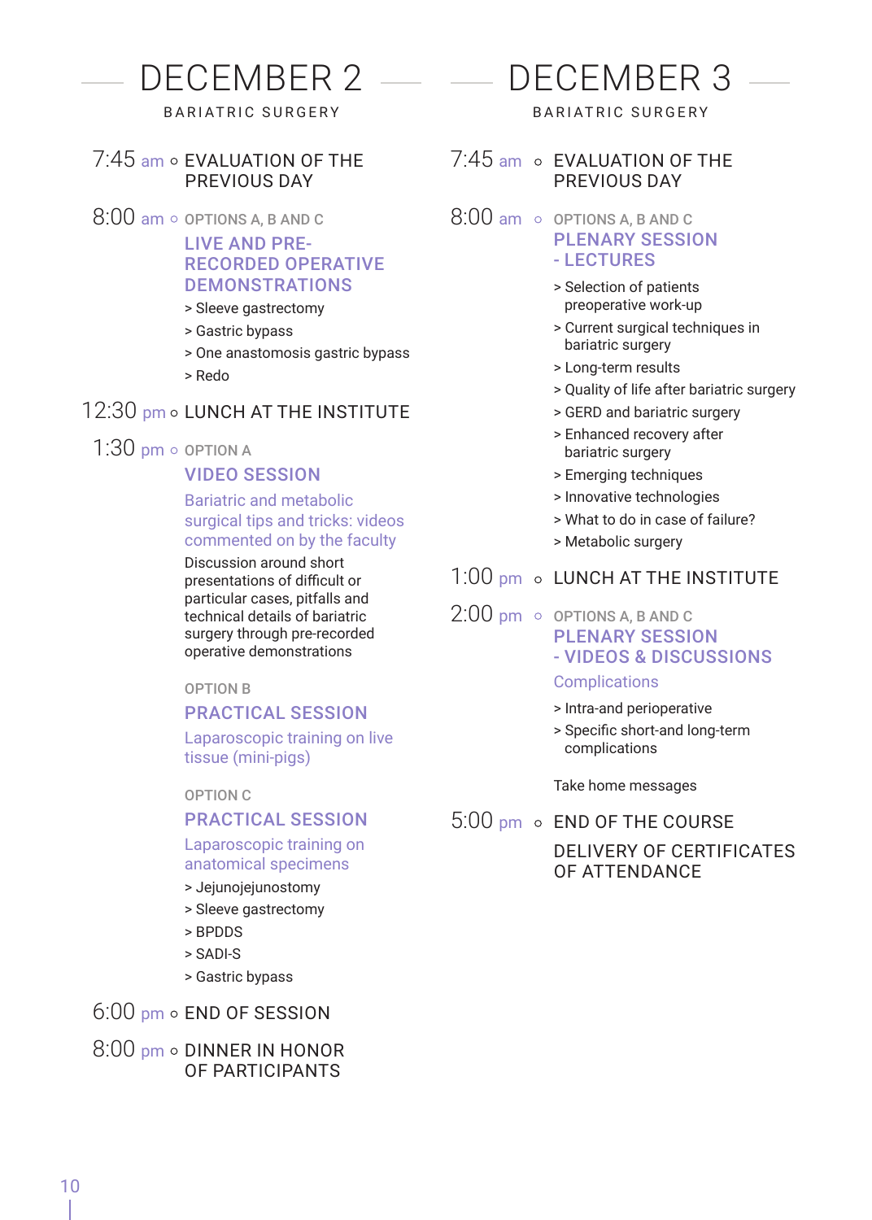## DECEMBER 2

BARIATRIC SURGERY

**7:45 am** ○ EVALUATION OF THE PREVIOUS DAY

**8:00 am** ○ OPTIONS A, B AND C

**LIVE AND PRE-RECORDED OPERATIVE DEMONSTRATIONS**

- > Sleeve gastrectomy
- > Gastric bypass
- > One anastomosis gastric bypass
- > Redo

**12:30 pm** ○ LUNCH AT THE INSTITUTE

**1:30 pm** ○ OPTION A

**VIDEO SESSION**

Bariatric and metabolic surgical tips and tricks: videos commented on by the faculty

Discussion around short presentations of difficult or particular cases, pitfalls and technical details of bariatric surgery through pre-recorded operative demonstrations

OPTION B

**PRACTICAL SESSION**

Laparoscopic training on live tissue (mini-pigs)

OPTION C

**PRACTICAL SESSION**

Laparoscopic training on anatomical specimens

- > Jejunojejunostomy
- > Sleeve gastrectomy
- > BPDDS
- > SADI-S
- > Gastric bypass

**6:00 pm** ○ END OF SESSION

**8:00 pm** ○ DINNER IN HONOR OF PARTICIPANTS

## DECEMBER 3

BARIATRIC SURGERY

**7:45 am** ○ EVALUATION OF THE PREVIOUS DAY

**8:00 am** ○ OPTIONS A, B AND C

**PLENARY SESSION - LECTURES**

- > Selection of patients preoperative work-up
- > Current surgical techniques in bariatric surgery
- > Long-term results
- > Quality of life after bariatric surgery
- > GERD and bariatric surgery
- > Enhanced recovery after bariatric surgery
- > Emerging techniques
- > Innovative technologies
- > What to do in case of failure?
- > Metabolic surgery

**1:00 pm** ○ LUNCH AT THE INSTITUTE

**2:00 pm** ○ OPTIONS A, B AND C

**PLENARY SESSION - VIDEOS & DISCUSSIONS**

Complications

- > Intra-and perioperative
- > Specific short-and long-term complications

Take home messages

**5:00 pm** ○ END OF THE COURSE

DELIVERY OF CERTIFICATES OF ATTENDANCE